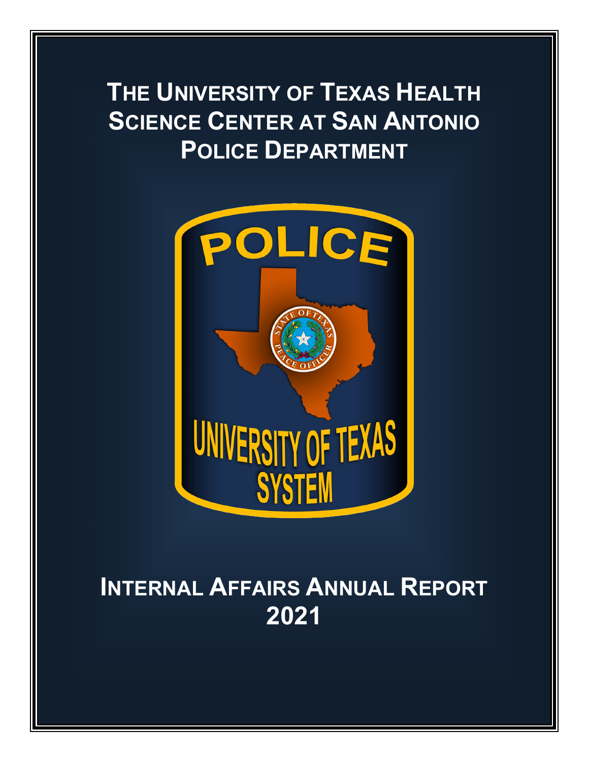# The University of Texas Health Science Center at San Antonio Police Department

# Internal Affairs Annual Report 2021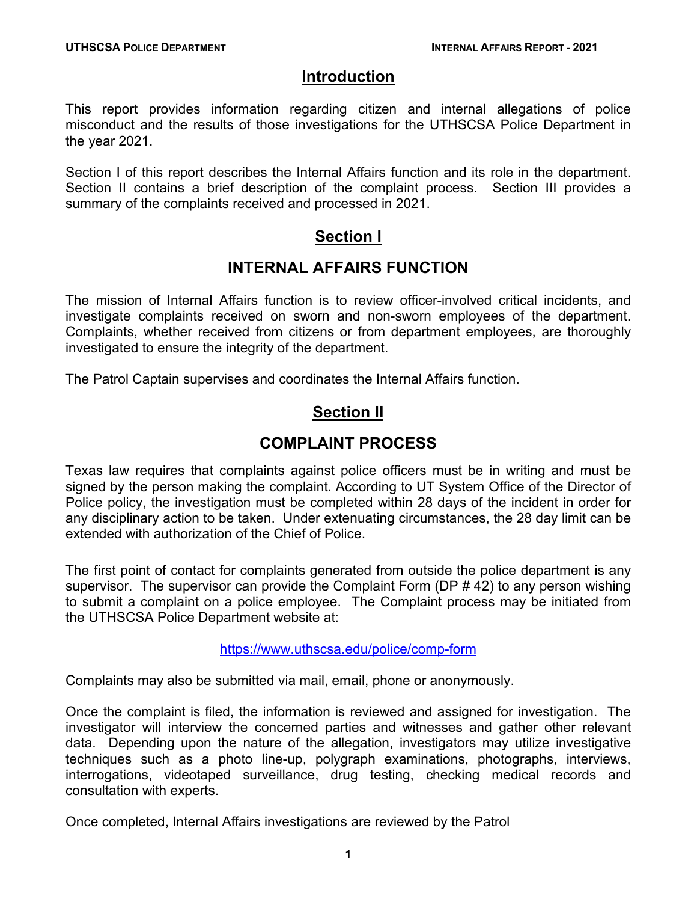## Introduction

This report provides information regarding citizen and internal allegations of police misconduct and the results of those investigations for the UTHSCSA Police Department in the year 2021.

Section I of this report describes the Internal Affairs function and its role in the department. Section II contains a brief description of the complaint process. Section III provides a summary of the complaints received and processed in 2021.

## Section I

## INTERNAL AFFAIRS FUNCTION

The mission of Internal Affairs function is to review officer-involved critical incidents, and investigate complaints received on sworn and non-sworn employees of the department. Complaints, whether received from citizens or from department employees, are thoroughly investigated to ensure the integrity of the department.

The Patrol Captain supervises and coordinates the Internal Affairs function.

## Section II

## COMPLAINT PROCESS

Texas law requires that complaints against police officers must be in writing and must be signed by the person making the complaint. According to UT System Office of the Director of Police policy, the investigation must be completed within 28 days of the incident in order for any disciplinary action to be taken. Under extenuating circumstances, the 28 day limit can be extended with authorization of the Chief of Police.

The first point of contact for complaints generated from outside the police department is any supervisor. The supervisor can provide the Complaint Form (DP # 42) to any person wishing to submit a complaint on a police employee. The Complaint process may be initiated from the UTHSCSA Police Department website at:

https://www.uthscsa.edu/police/comp-form

Complaints may also be submitted via mail, email, phone or anonymously.

Once the complaint is filed, the information is reviewed and assigned for investigation. The investigator will interview the concerned parties and witnesses and gather other relevant data. Depending upon the nature of the allegation, investigators may utilize investigative techniques such as a photo line-up, polygraph examinations, photographs, interviews, interrogations, videotaped surveillance, drug testing, checking medical records and consultation with experts.

Once completed, Internal Affairs investigations are reviewed by the Patrol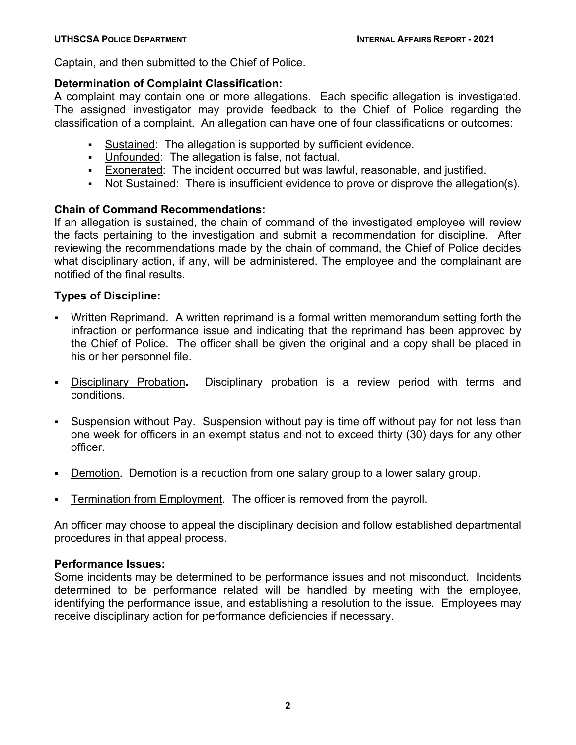Captain, and then submitted to the Chief of Police.

**Determination of Complaint Classification:**
A complaint may contain one or more allegations. Each specific allegation is investigated. The assigned investigator may provide feedback to the Chief of Police regarding the classification of a complaint. An allegation can have one of four classifications or outcomes:

- Sustained: The allegation is supported by sufficient evidence.
- Unfounded: The allegation is false, not factual.
- Exonerated: The incident occurred but was lawful, reasonable, and justified.
- Not Sustained: There is insufficient evidence to prove or disprove the allegation(s).

**Chain of Command Recommendations:**
If an allegation is sustained, the chain of command of the investigated employee will review the facts pertaining to the investigation and submit a recommendation for discipline. After reviewing the recommendations made by the chain of command, the Chief of Police decides what disciplinary action, if any, will be administered. The employee and the complainant are notified of the final results.

**Types of Discipline:**

- Written Reprimand. A written reprimand is a formal written memorandum setting forth the infraction or performance issue and indicating that the reprimand has been approved by the Chief of Police. The officer shall be given the original and a copy shall be placed in his or her personnel file.

- Disciplinary Probation**.** Disciplinary probation is a review period with terms and conditions.

- Suspension without Pay. Suspension without pay is time off without pay for not less than one week for officers in an exempt status and not to exceed thirty (30) days for any other officer.

- Demotion. Demotion is a reduction from one salary group to a lower salary group.

- Termination from Employment. The officer is removed from the payroll.

An officer may choose to appeal the disciplinary decision and follow established departmental procedures in that appeal process.

**Performance Issues:**
Some incidents may be determined to be performance issues and not misconduct. Incidents determined to be performance related will be handled by meeting with the employee, identifying the performance issue, and establishing a resolution to the issue. Employees may receive disciplinary action for performance deficiencies if necessary.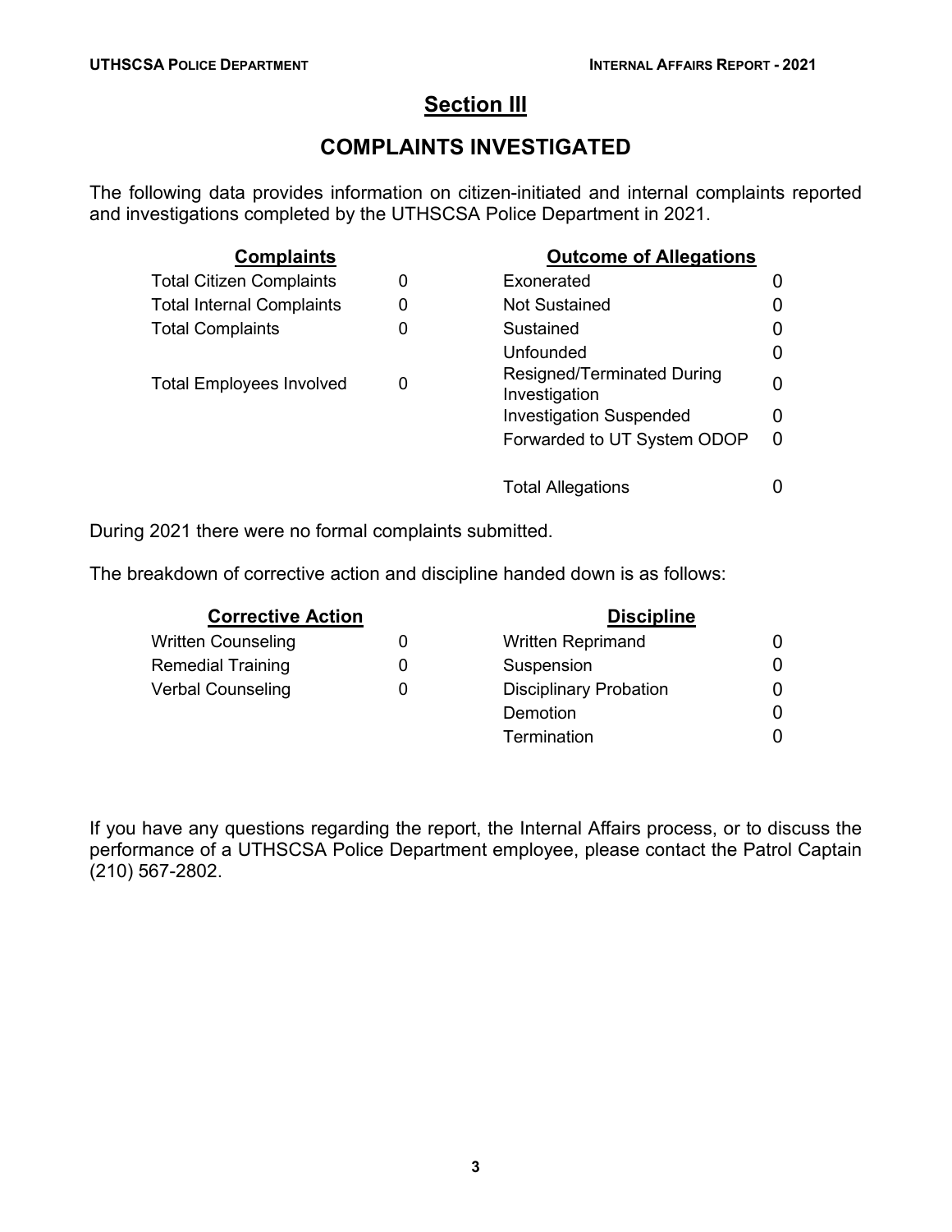## Section III

## COMPLAINTS INVESTIGATED

The following data provides information on citizen-initiated and internal complaints reported and investigations completed by the UTHSCSA Police Department in 2021.

| Complaints | | Outcome of Allegations | |
|---|---|---|---|
| Total Citizen Complaints | 0 | Exonerated | 0 |
| Total Internal Complaints | 0 | Not Sustained | 0 |
| Total Complaints | 0 | Sustained | 0 |
| | | Unfounded | 0 |
| Total Employees Involved | 0 | Resigned/Terminated During Investigation | 0 |
| | | Investigation Suspended | 0 |
| | | Forwarded to UT System ODOP | 0 |
| | | Total Allegations | 0 |

During 2021 there were no formal complaints submitted.

The breakdown of corrective action and discipline handed down is as follows:

| Corrective Action | | Discipline | |
|---|---|---|---|
| Written Counseling | 0 | Written Reprimand | 0 |
| Remedial Training | 0 | Suspension | 0 |
| Verbal Counseling | 0 | Disciplinary Probation | 0 |
| | | Demotion | 0 |
| | | Termination | 0 |

If you have any questions regarding the report, the Internal Affairs process, or to discuss the performance of a UTHSCSA Police Department employee, please contact the Patrol Captain (210) 567-2802.